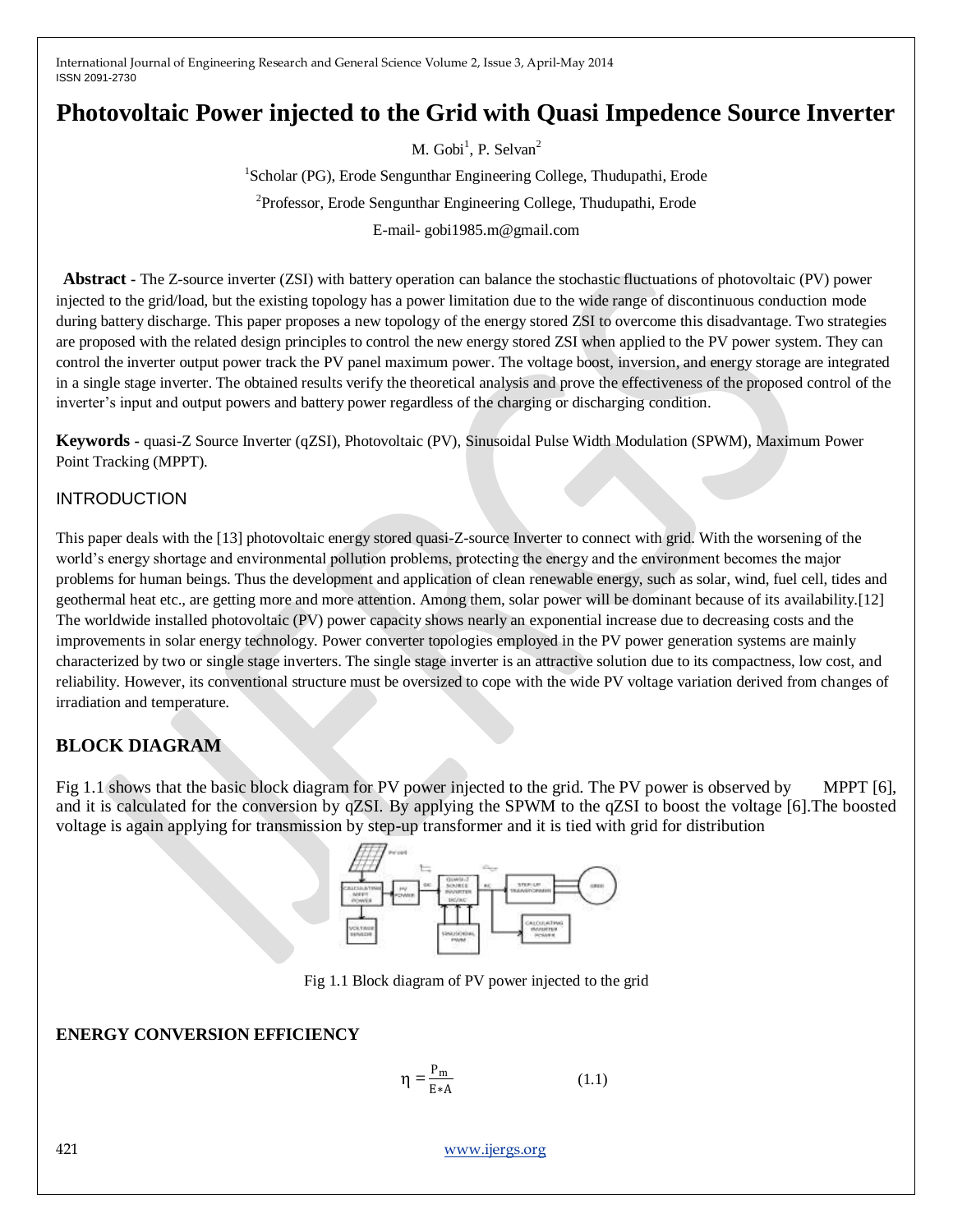# Photovoltaic Power injected to the Grid with Quasi Impedence Source Inverter

M. Gobi[1], P. Selvan[2]

[1]Scholar (PG), Erode Sengunthar Engineering College, Thudupathi, Erode

[2]Professor, Erode Sengunthar Engineering College, Thudupathi, Erode

E-mail- gobi1985.m@gmail.com

**Abstract -** The Z-source inverter (ZSI) with battery operation can balance the stochastic fluctuations of photovoltaic (PV) power injected to the grid/load, but the existing topology has a power limitation due to the wide range of discontinuous conduction mode during battery discharge. This paper proposes a new topology of the energy stored ZSI to overcome this disadvantage. Two strategies are proposed with the related design principles to control the new energy stored ZSI when applied to the PV power system. They can control the inverter output power track the PV panel maximum power. The voltage boost, inversion, and energy storage are integrated in a single stage inverter. The obtained results verify the theoretical analysis and prove the effectiveness of the proposed control of the inverter's input and output powers and battery power regardless of the charging or discharging condition.

**Keywords -** quasi-Z Source Inverter (qZSI), Photovoltaic (PV), Sinusoidal Pulse Width Modulation (SPWM), Maximum Power Point Tracking (MPPT).

## INTRODUCTION

This paper deals with the [13] photovoltaic energy stored quasi-Z-source Inverter to connect with grid. With the worsening of the world's energy shortage and environmental pollution problems, protecting the energy and the environment becomes the major problems for human beings. Thus the development and application of clean renewable energy, such as solar, wind, fuel cell, tides and geothermal heat etc., are getting more and more attention. Among them, solar power will be dominant because of its availability.[12] The worldwide installed photovoltaic (PV) power capacity shows nearly an exponential increase due to decreasing costs and the improvements in solar energy technology. Power converter topologies employed in the PV power generation systems are mainly characterized by two or single stage inverters. The single stage inverter is an attractive solution due to its compactness, low cost, and reliability. However, its conventional structure must be oversized to cope with the wide PV voltage variation derived from changes of irradiation and temperature.

## BLOCK DIAGRAM

Fig 1.1 shows that the basic block diagram for PV power injected to the grid. The PV power is observed by MPPT [6], and it is calculated for the conversion by qZSI. By applying the SPWM to the qZSI to boost the voltage [6].The boosted voltage is again applying for transmission by step-up transformer and it is tied with grid for distribution

Fig 1.1 Block diagram of PV power injected to the grid

### ENERGY CONVERSION EFFICIENCY

$$\eta = \frac{P_m}{E * A} \qquad (1.1)$$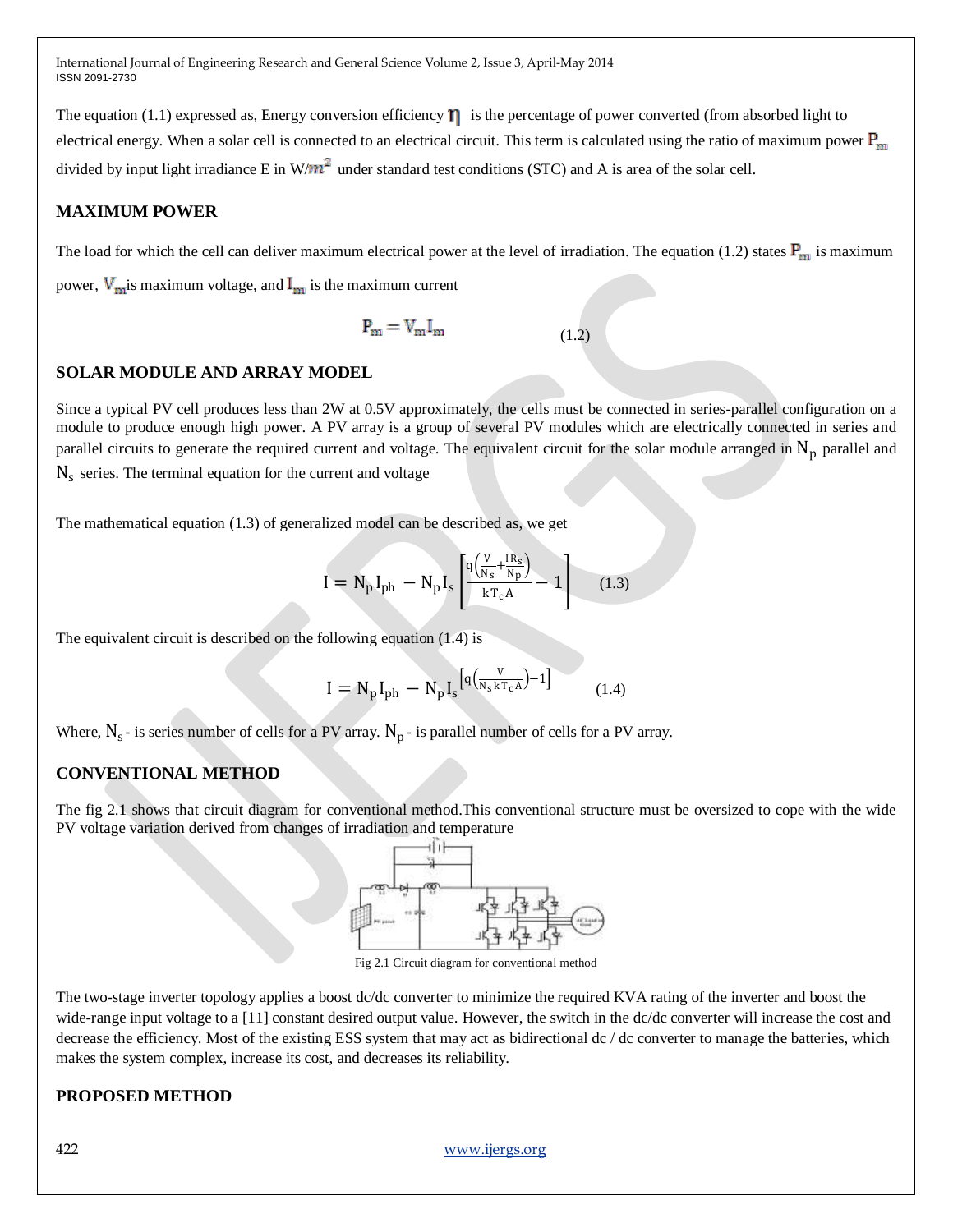The equation (1.1) expressed as, Energy conversion efficiency $\eta$ is the percentage of power converted (from absorbed light to electrical energy. When a solar cell is connected to an electrical circuit. This term is calculated using the ratio of maximum power $P_m$ divided by input light irradiance E in W/$m^2$ under standard test conditions (STC) and A is area of the solar cell.

## MAXIMUM POWER

The load for which the cell can deliver maximum electrical power at the level of irradiation. The equation (1.2) states $P_m$ is maximum power, $V_m$ is maximum voltage, and $I_m$ is the maximum current

$$P_m = V_m I_m \qquad (1.2)$$

## SOLAR MODULE AND ARRAY MODEL

Since a typical PV cell produces less than 2W at 0.5V approximately, the cells must be connected in series-parallel configuration on a module to produce enough high power. A PV array is a group of several PV modules which are electrically connected in series and parallel circuits to generate the required current and voltage. The equivalent circuit for the solar module arranged in $N_p$ parallel and $N_s$ series. The terminal equation for the current and voltage

The mathematical equation (1.3) of generalized model can be described as, we get

$$I = N_p I_{ph} - N_p I_s \left[ \frac{q\left(\frac{V}{N_s} + \frac{I R_s}{N_p}\right)}{k T_c A} - 1 \right] \qquad (1.3)$$

The equivalent circuit is described on the following equation (1.4) is

$$I = N_p I_{ph} - N_p I_s{}^{\left[ q\left(\frac{V}{N_s k T_c A}\right) - 1 \right]} \qquad (1.4)$$

Where, $N_s$ - is series number of cells for a PV array. $N_p$ - is parallel number of cells for a PV array.

## CONVENTIONAL METHOD

The fig 2.1 shows that circuit diagram for conventional method.This conventional structure must be oversized to cope with the wide PV voltage variation derived from changes of irradiation and temperature

Fig 2.1 Circuit diagram for conventional method

The two-stage inverter topology applies a boost dc/dc converter to minimize the required KVA rating of the inverter and boost the wide-range input voltage to a [11] constant desired output value. However, the switch in the dc/dc converter will increase the cost and decrease the efficiency. Most of the existing ESS system that may act as bidirectional dc / dc converter to manage the batteries, which makes the system complex, increase its cost, and decreases its reliability.

## PROPOSED METHOD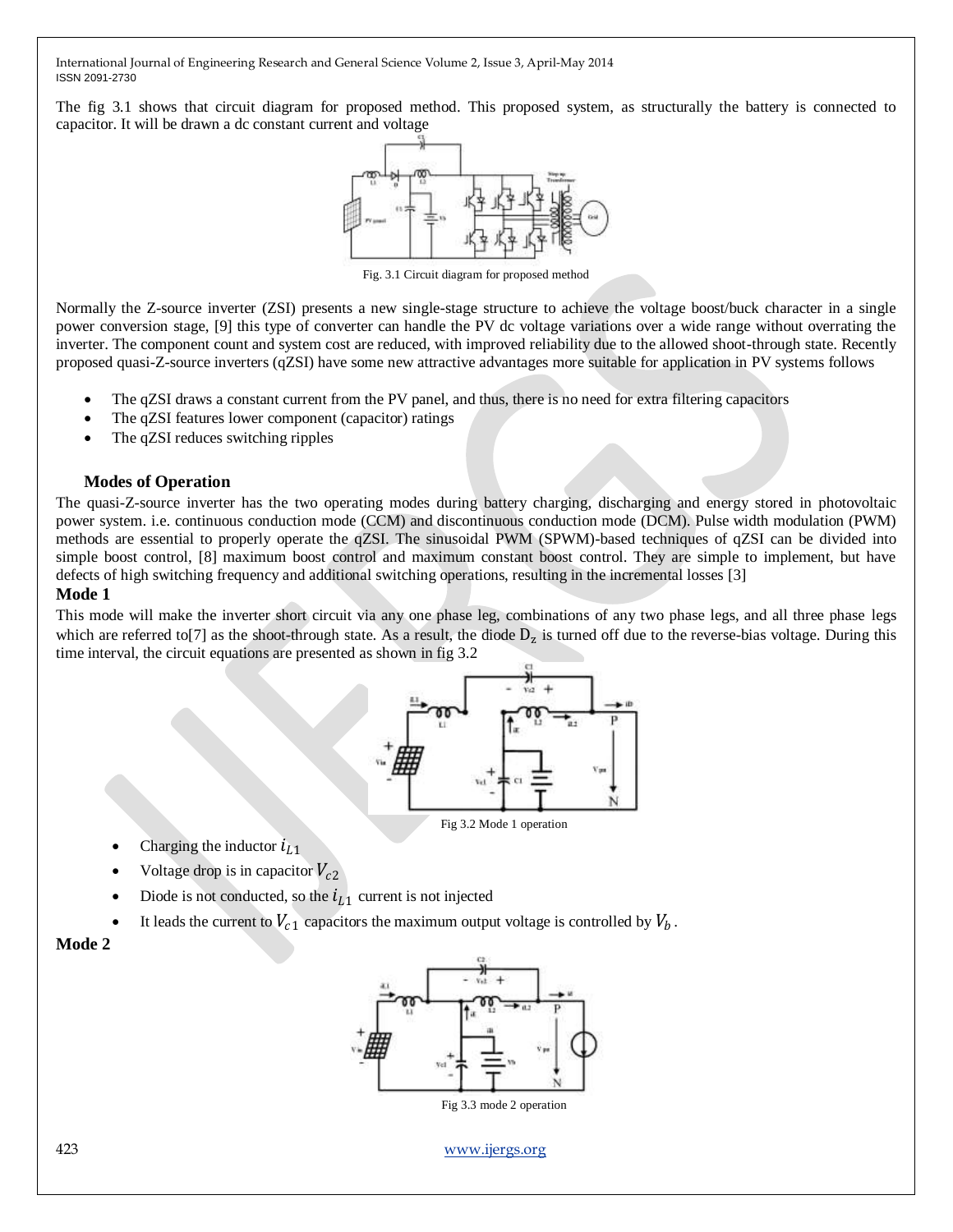The fig 3.1 shows that circuit diagram for proposed method. This proposed system, as structurally the battery is connected to capacitor. It will be drawn a dc constant current and voltage

Fig. 3.1 Circuit diagram for proposed method

Normally the Z-source inverter (ZSI) presents a new single-stage structure to achieve the voltage boost/buck character in a single power conversion stage, [9] this type of converter can handle the PV dc voltage variations over a wide range without overrating the inverter. The component count and system cost are reduced, with improved reliability due to the allowed shoot-through state. Recently proposed quasi-Z-source inverters (qZSI) have some new attractive advantages more suitable for application in PV systems follows

- The qZSI draws a constant current from the PV panel, and thus, there is no need for extra filtering capacitors
- The qZSI features lower component (capacitor) ratings
- The qZSI reduces switching ripples

### Modes of Operation

The quasi-Z-source inverter has the two operating modes during battery charging, discharging and energy stored in photovoltaic power system. i.e. continuous conduction mode (CCM) and discontinuous conduction mode (DCM). Pulse width modulation (PWM) methods are essential to properly operate the qZSI. The sinusoidal PWM (SPWM)-based techniques of qZSI can be divided into simple boost control, [8] maximum boost control and maximum constant boost control. They are simple to implement, but have defects of high switching frequency and additional switching operations, resulting in the incremental losses [3]

**Mode 1**

This mode will make the inverter short circuit via any one phase leg, combinations of any two phase legs, and all three phase legs which are referred to[7] as the shoot-through state. As a result, the diode $D_z$ is turned off due to the reverse-bias voltage. During this time interval, the circuit equations are presented as shown in fig 3.2

Fig 3.2 Mode 1 operation

- Charging the inductor $i_{L1}$
- Voltage drop is in capacitor $V_{c2}$
- Diode is not conducted, so the $i_{L1}$ current is not injected
- It leads the current to $V_{c1}$ capacitors the maximum output voltage is controlled by $V_b$.

**Mode 2**

Fig 3.3 mode 2 operation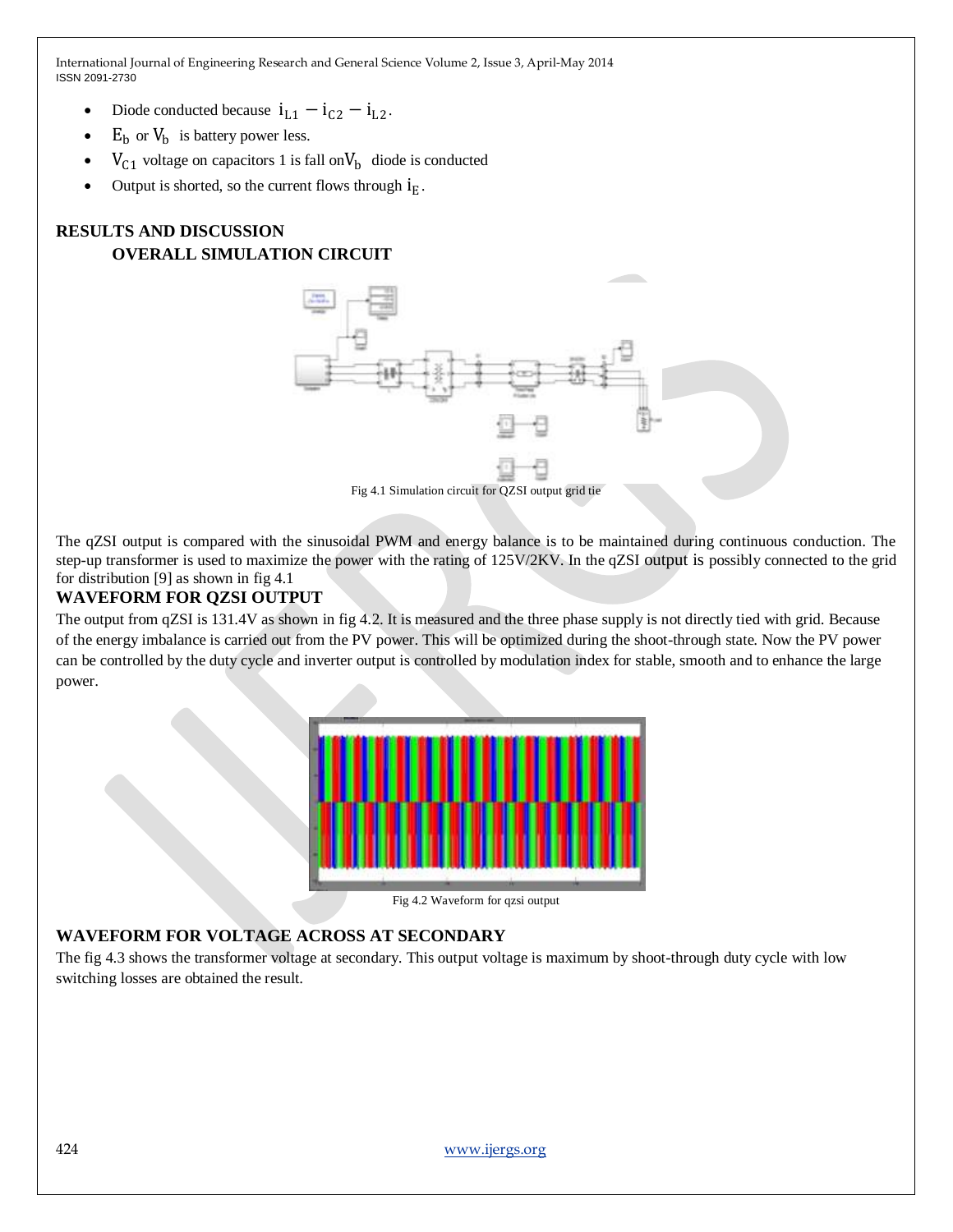- Diode conducted because $i_{L1} - i_{C2} - i_{L2}$.
- $E_b$ or $V_b$ is battery power less.
- $V_{C1}$ voltage on capacitors 1 is fall on$V_b$ diode is conducted
- Output is shorted, so the current flows through $i_E$.

## RESULTS AND DISCUSSION

### OVERALL SIMULATION CIRCUIT

Fig 4.1 Simulation circuit for QZSI output grid tie

The qZSI output is compared with the sinusoidal PWM and energy balance is to be maintained during continuous conduction. The step-up transformer is used to maximize the power with the rating of 125V/2KV. In the qZSI output is possibly connected to the grid for distribution [9] as shown in fig 4.1

### WAVEFORM FOR QZSI OUTPUT

The output from qZSI is 131.4V as shown in fig 4.2. It is measured and the three phase supply is not directly tied with grid. Because of the energy imbalance is carried out from the PV power. This will be optimized during the shoot-through state. Now the PV power can be controlled by the duty cycle and inverter output is controlled by modulation index for stable, smooth and to enhance the large power.

Fig 4.2 Waveform for qzsi output

### WAVEFORM FOR VOLTAGE ACROSS AT SECONDARY

The fig 4.3 shows the transformer voltage at secondary. This output voltage is maximum by shoot-through duty cycle with low switching losses are obtained the result.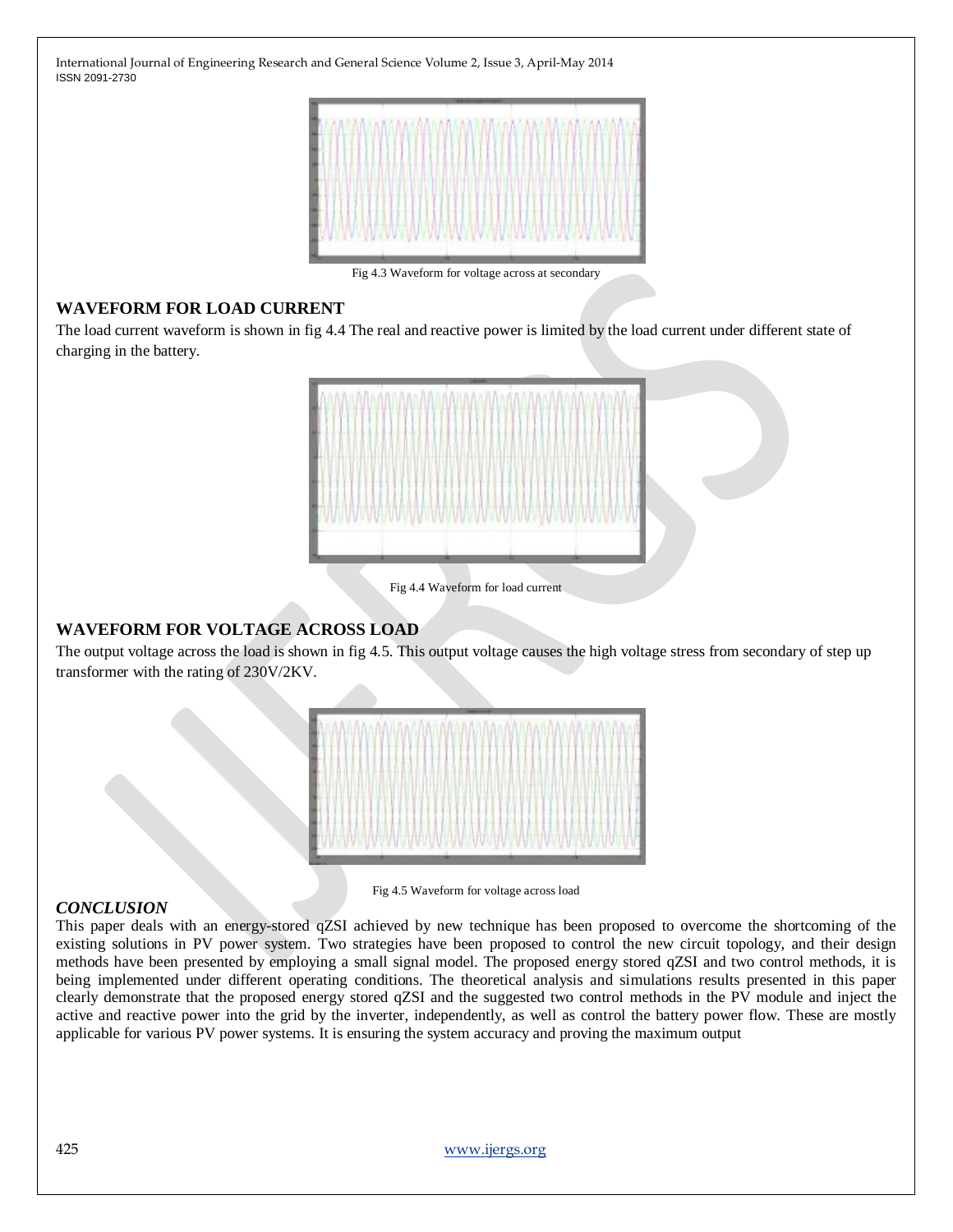Fig 4.3 Waveform for voltage across at secondary

## WAVEFORM FOR LOAD CURRENT

The load current waveform is shown in fig 4.4 The real and reactive power is limited by the load current under different state of charging in the battery.

Fig 4.4 Waveform for load current

## WAVEFORM FOR VOLTAGE ACROSS LOAD

The output voltage across the load is shown in fig 4.5. This output voltage causes the high voltage stress from secondary of step up transformer with the rating of 230V/2KV.

Fig 4.5 Waveform for voltage across load

## *CONCLUSION*

This paper deals with an energy-stored qZSI achieved by new technique has been proposed to overcome the shortcoming of the existing solutions in PV power system. Two strategies have been proposed to control the new circuit topology, and their design methods have been presented by employing a small signal model. The proposed energy stored qZSI and two control methods, it is being implemented under different operating conditions. The theoretical analysis and simulations results presented in this paper clearly demonstrate that the proposed energy stored qZSI and the suggested two control methods in the PV module and inject the active and reactive power into the grid by the inverter, independently, as well as control the battery power flow. These are mostly applicable for various PV power systems. It is ensuring the system accuracy and proving the maximum output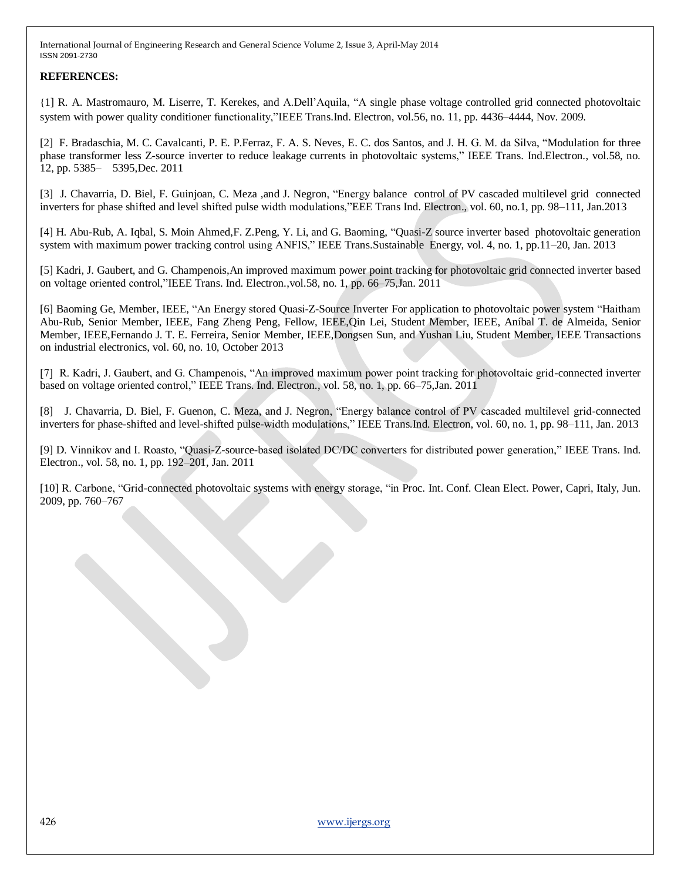**REFERENCES:**

{1] R. A. Mastromauro, M. Liserre, T. Kerekes, and A.Dell'Aquila, "A single phase voltage controlled grid connected photovoltaic system with power quality conditioner functionality,"IEEE Trans.Ind. Electron, vol.56, no. 11, pp. 4436–4444, Nov. 2009.

[2] F. Bradaschia, M. C. Cavalcanti, P. E. P.Ferraz, F. A. S. Neves, E. C. dos Santos, and J. H. G. M. da Silva, "Modulation for three phase transformer less Z-source inverter to reduce leakage currents in photovoltaic systems," IEEE Trans. Ind.Electron., vol.58, no. 12, pp. 5385– 5395,Dec. 2011

[3] J. Chavarria, D. Biel, F. Guinjoan, C. Meza ,and J. Negron, "Energy balance control of PV cascaded multilevel grid connected inverters for phase shifted and level shifted pulse width modulations,"EEE Trans Ind. Electron., vol. 60, no.1, pp. 98–111, Jan.2013

[4] H. Abu-Rub, A. Iqbal, S. Moin Ahmed,F. Z.Peng, Y. Li, and G. Baoming, "Quasi-Z source inverter based photovoltaic generation system with maximum power tracking control using ANFIS," IEEE Trans.Sustainable Energy, vol. 4, no. 1, pp.11–20, Jan. 2013

[5] Kadri, J. Gaubert, and G. Champenois,An improved maximum power point tracking for photovoltaic grid connected inverter based on voltage oriented control,"IEEE Trans. Ind. Electron.,vol.58, no. 1, pp. 66–75,Jan. 2011

[6] Baoming Ge, Member, IEEE, "An Energy stored Quasi-Z-Source Inverter For application to photovoltaic power system "Haitham Abu-Rub, Senior Member, IEEE, Fang Zheng Peng, Fellow, IEEE,Qin Lei, Student Member, IEEE, Aníbal T. de Almeida, Senior Member, IEEE,Fernando J. T. E. Ferreira, Senior Member, IEEE,Dongsen Sun, and Yushan Liu, Student Member, IEEE Transactions on industrial electronics, vol. 60, no. 10, October 2013

[7] R. Kadri, J. Gaubert, and G. Champenois, "An improved maximum power point tracking for photovoltaic grid-connected inverter based on voltage oriented control," IEEE Trans. Ind. Electron., vol. 58, no. 1, pp. 66–75,Jan. 2011

[8] J. Chavarria, D. Biel, F. Guenon, C. Meza, and J. Negron, "Energy balance control of PV cascaded multilevel grid-connected inverters for phase-shifted and level-shifted pulse-width modulations," IEEE Trans.Ind. Electron, vol. 60, no. 1, pp. 98–111, Jan. 2013

[9] D. Vinnikov and I. Roasto, "Quasi-Z-source-based isolated DC/DC converters for distributed power generation," IEEE Trans. Ind. Electron., vol. 58, no. 1, pp. 192–201, Jan. 2011

[10] R. Carbone, "Grid-connected photovoltaic systems with energy storage, "in Proc. Int. Conf. Clean Elect. Power, Capri, Italy, Jun. 2009, pp. 760–767